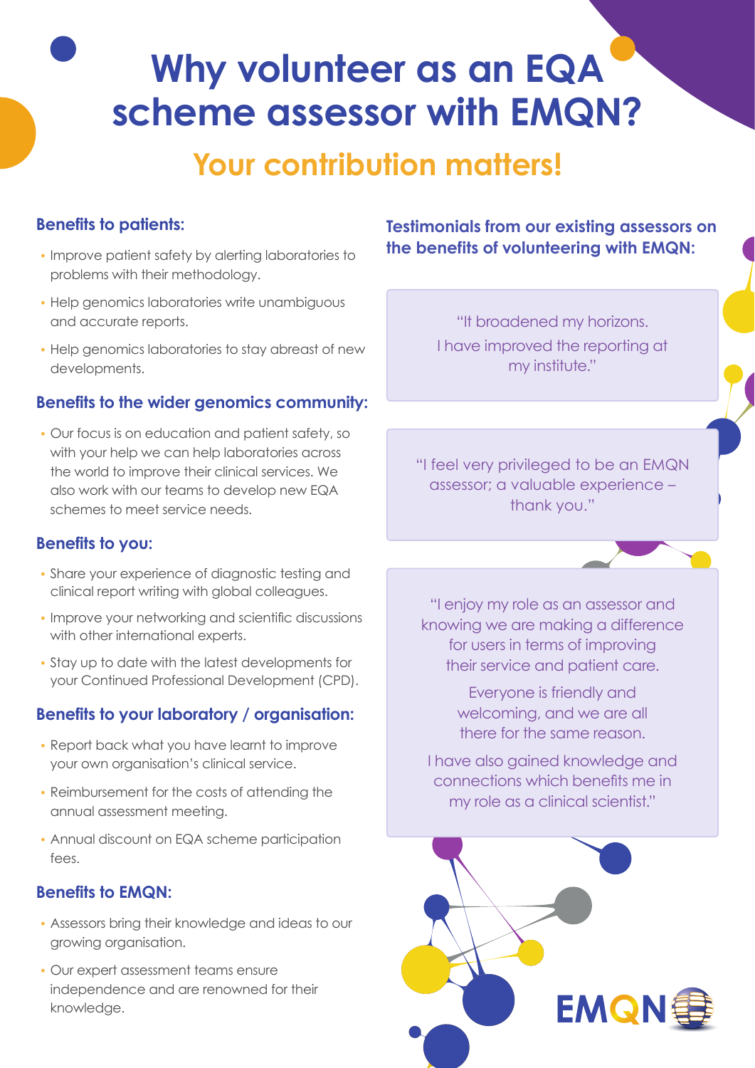# Why volunteer as an EQA scheme assessor with EMQN?

## Your contribution matters!

### Benefits to patients:

- Improve patient safety by alerting laboratories to problems with their methodology.
- Help genomics laboratories write unambiguous and accurate reports.
- Help genomics laboratories to stay abreast of new developments.

### Benefits to the wider genomics community:

- Our focus is on education and patient safety, so with your help we can help laboratories across the world to improve their clinical services. We also work with our teams to develop new EQA schemes to meet service needs.

### Benefits to you:

- Share your experience of diagnostic testing and clinical report writing with global colleagues.
- Improve your networking and scientific discussions with other international experts.
- Stay up to date with the latest developments for your Continued Professional Development (CPD).

### Benefits to your laboratory / organisation:

- Report back what you have learnt to improve your own organisation's clinical service.
- Reimbursement for the costs of attending the annual assessment meeting.
- Annual discount on EQA scheme participation fees.

### Benefits to EMQN:

- Assessors bring their knowledge and ideas to our growing organisation.
- Our expert assessment teams ensure independence and are renowned for their knowledge.

### Testimonials from our existing assessors on the benefits of volunteering with EMQN:

"It broadened my horizons.
I have improved the reporting at my institute."

"I feel very privileged to be an EMQN assessor; a valuable experience – thank you."

"I enjoy my role as an assessor and knowing we are making a difference for users in terms of improving their service and patient care.

Everyone is friendly and welcoming, and we are all there for the same reason.

I have also gained knowledge and connections which benefits me in my role as a clinical scientist."

EMQN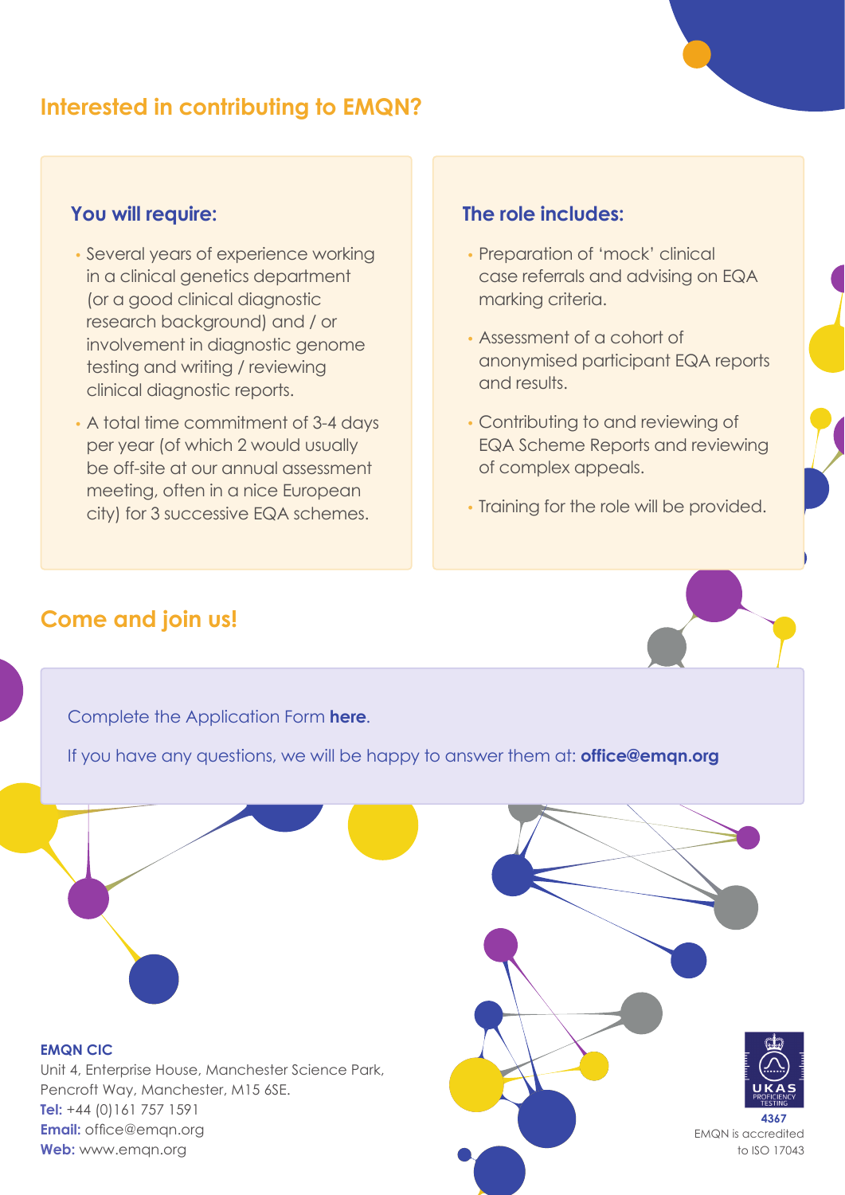## Interested in contributing to EMQN?

### You will require:

- Several years of experience working in a clinical genetics department (or a good clinical diagnostic research background) and / or involvement in diagnostic genome testing and writing / reviewing clinical diagnostic reports.
- A total time commitment of 3-4 days per year (of which 2 would usually be off-site at our annual assessment meeting, often in a nice European city) for 3 successive EQA schemes.

### The role includes:

- Preparation of 'mock' clinical case referrals and advising on EQA marking criteria.
- Assessment of a cohort of anonymised participant EQA reports and results.
- Contributing to and reviewing of EQA Scheme Reports and reviewing of complex appeals.
- Training for the role will be provided.

## Come and join us!

Complete the Application Form **here**.

If you have any questions, we will be happy to answer them at: **office@emqn.org**

**EMQN CIC**
Unit 4, Enterprise House, Manchester Science Park, Pencroft Way, Manchester, M15 6SE.
**Tel:** +44 (0)161 757 1591
**Email:** office@emqn.org
**Web:** www.emqn.org

UKAS PROFICIENCY TESTING
4367
EMQN is accredited to ISO 17043